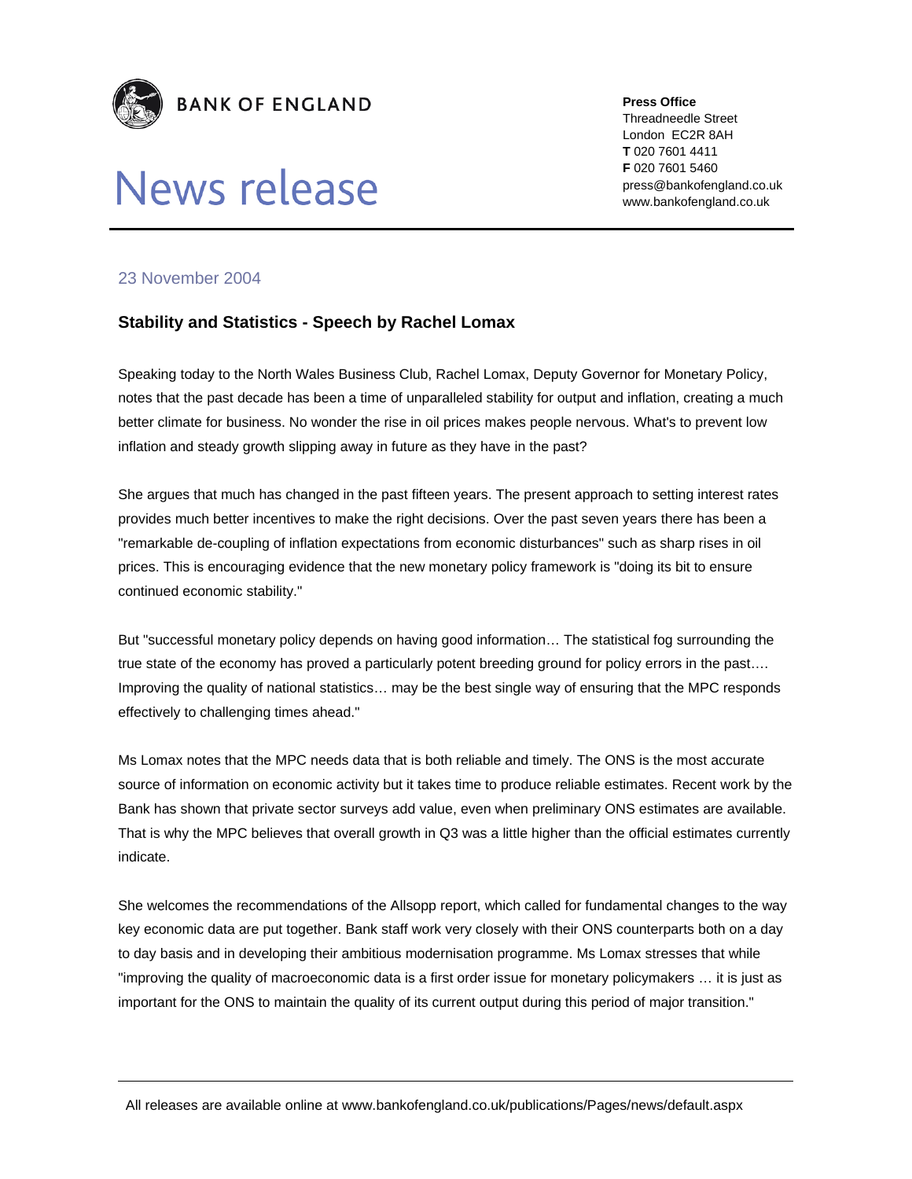**BANK OF ENGLAND**

# News release

**Press Office**
Threadneedle Street
London EC2R 8AH
**T** 020 7601 4411
**F** 020 7601 5460
press@bankofengland.co.uk
www.bankofengland.co.uk

23 November 2004

## Stability and Statistics - Speech by Rachel Lomax

Speaking today to the North Wales Business Club, Rachel Lomax, Deputy Governor for Monetary Policy, notes that the past decade has been a time of unparalleled stability for output and inflation, creating a much better climate for business. No wonder the rise in oil prices makes people nervous. What's to prevent low inflation and steady growth slipping away in future as they have in the past?

She argues that much has changed in the past fifteen years. The present approach to setting interest rates provides much better incentives to make the right decisions. Over the past seven years there has been a "remarkable de-coupling of inflation expectations from economic disturbances" such as sharp rises in oil prices. This is encouraging evidence that the new monetary policy framework is "doing its bit to ensure continued economic stability."

But "successful monetary policy depends on having good information… The statistical fog surrounding the true state of the economy has proved a particularly potent breeding ground for policy errors in the past…. Improving the quality of national statistics… may be the best single way of ensuring that the MPC responds effectively to challenging times ahead."

Ms Lomax notes that the MPC needs data that is both reliable and timely. The ONS is the most accurate source of information on economic activity but it takes time to produce reliable estimates. Recent work by the Bank has shown that private sector surveys add value, even when preliminary ONS estimates are available. That is why the MPC believes that overall growth in Q3 was a little higher than the official estimates currently indicate.

She welcomes the recommendations of the Allsopp report, which called for fundamental changes to the way key economic data are put together. Bank staff work very closely with their ONS counterparts both on a day to day basis and in developing their ambitious modernisation programme. Ms Lomax stresses that while "improving the quality of macroeconomic data is a first order issue for monetary policymakers … it is just as important for the ONS to maintain the quality of its current output during this period of major transition."

All releases are available online at www.bankofengland.co.uk/publications/Pages/news/default.aspx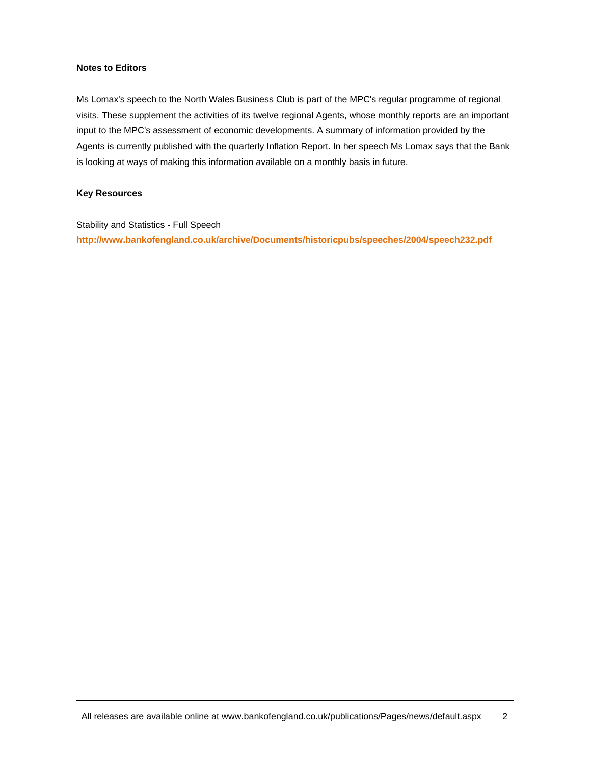**Notes to Editors**

Ms Lomax's speech to the North Wales Business Club is part of the MPC's regular programme of regional visits. These supplement the activities of its twelve regional Agents, whose monthly reports are an important input to the MPC's assessment of economic developments. A summary of information provided by the Agents is currently published with the quarterly Inflation Report. In her speech Ms Lomax says that the Bank is looking at ways of making this information available on a monthly basis in future.

**Key Resources**

Stability and Statistics - Full Speech
**http://www.bankofengland.co.uk/archive/Documents/historicpubs/speeches/2004/speech232.pdf**